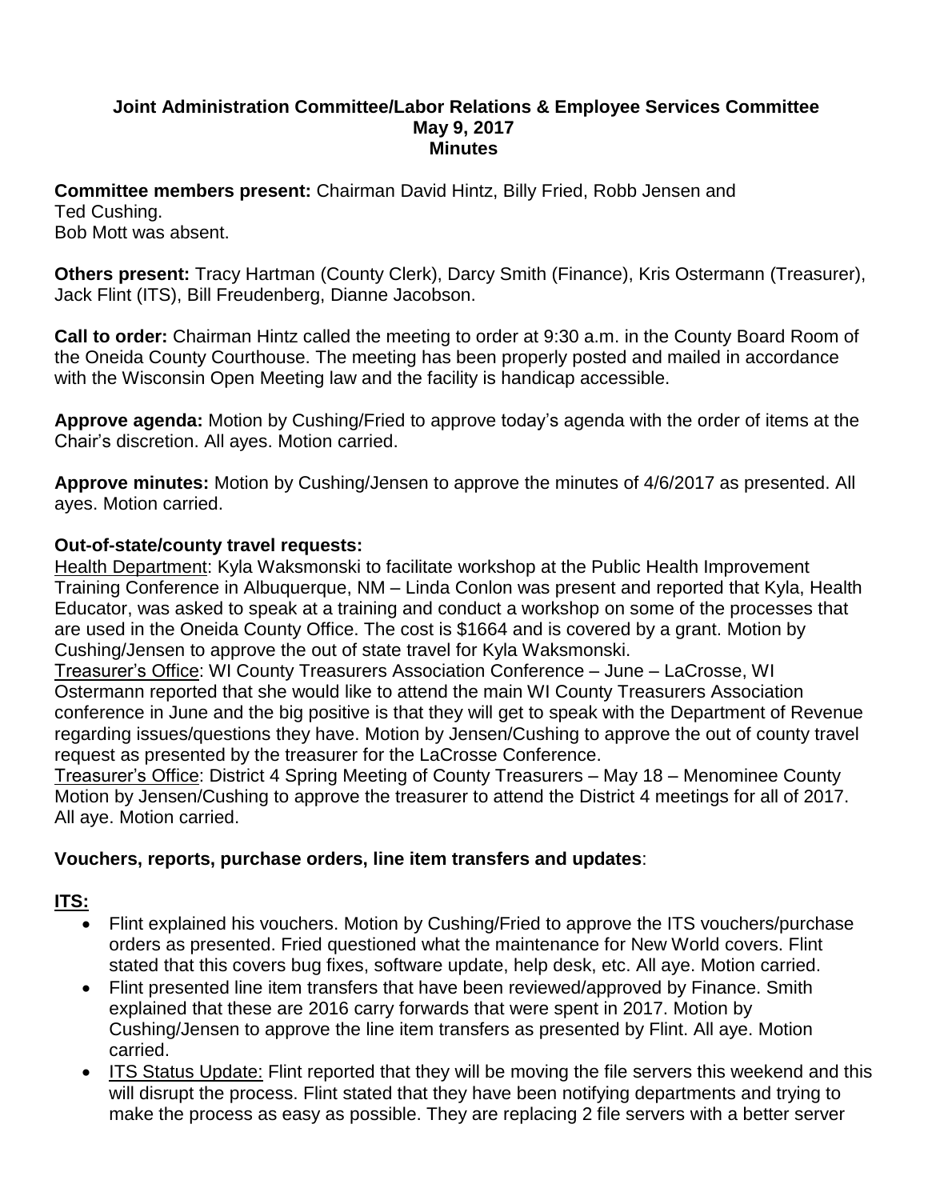# Joint Administration Committee/Labor Relations & Employee Services Committee
## May 9, 2017
## Minutes

**Committee members present:** Chairman David Hintz, Billy Fried, Robb Jensen and Ted Cushing.
Bob Mott was absent.

**Others present:** Tracy Hartman (County Clerk), Darcy Smith (Finance), Kris Ostermann (Treasurer), Jack Flint (ITS), Bill Freudenberg, Dianne Jacobson.

**Call to order:** Chairman Hintz called the meeting to order at 9:30 a.m. in the County Board Room of the Oneida County Courthouse. The meeting has been properly posted and mailed in accordance with the Wisconsin Open Meeting law and the facility is handicap accessible.

**Approve agenda:** Motion by Cushing/Fried to approve today's agenda with the order of items at the Chair's discretion. All ayes. Motion carried.

**Approve minutes:** Motion by Cushing/Jensen to approve the minutes of 4/6/2017 as presented. All ayes. Motion carried.

**Out-of-state/county travel requests:**

Health Department: Kyla Waksmonski to facilitate workshop at the Public Health Improvement Training Conference in Albuquerque, NM – Linda Conlon was present and reported that Kyla, Health Educator, was asked to speak at a training and conduct a workshop on some of the processes that are used in the Oneida County Office. The cost is $1664 and is covered by a grant. Motion by Cushing/Jensen to approve the out of state travel for Kyla Waksmonski.

Treasurer's Office: WI County Treasurers Association Conference – June – LaCrosse, WI
Ostermann reported that she would like to attend the main WI County Treasurers Association conference in June and the big positive is that they will get to speak with the Department of Revenue regarding issues/questions they have. Motion by Jensen/Cushing to approve the out of county travel request as presented by the treasurer for the LaCrosse Conference.

Treasurer's Office: District 4 Spring Meeting of County Treasurers – May 18 – Menominee County
Motion by Jensen/Cushing to approve the treasurer to attend the District 4 meetings for all of 2017. All aye. Motion carried.

**Vouchers, reports, purchase orders, line item transfers and updates**:

**ITS:**

- Flint explained his vouchers. Motion by Cushing/Fried to approve the ITS vouchers/purchase orders as presented. Fried questioned what the maintenance for New World covers. Flint stated that this covers bug fixes, software update, help desk, etc. All aye. Motion carried.
- Flint presented line item transfers that have been reviewed/approved by Finance. Smith explained that these are 2016 carry forwards that were spent in 2017. Motion by Cushing/Jensen to approve the line item transfers as presented by Flint. All aye. Motion carried.
- ITS Status Update: Flint reported that they will be moving the file servers this weekend and this will disrupt the process. Flint stated that they have been notifying departments and trying to make the process as easy as possible. They are replacing 2 file servers with a better server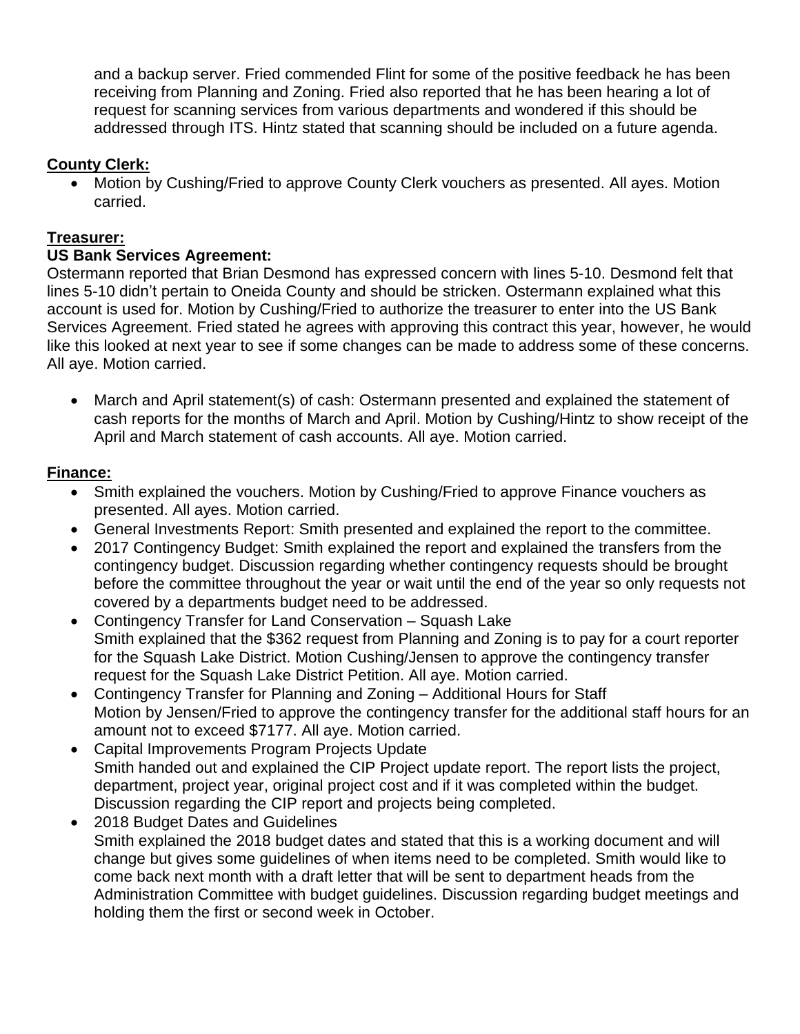and a backup server. Fried commended Flint for some of the positive feedback he has been receiving from Planning and Zoning. Fried also reported that he has been hearing a lot of request for scanning services from various departments and wondered if this should be addressed through ITS. Hintz stated that scanning should be included on a future agenda.

**County Clerk:**

- Motion by Cushing/Fried to approve County Clerk vouchers as presented. All ayes. Motion carried.

**Treasurer:**

**US Bank Services Agreement:**

Ostermann reported that Brian Desmond has expressed concern with lines 5-10. Desmond felt that lines 5-10 didn't pertain to Oneida County and should be stricken. Ostermann explained what this account is used for. Motion by Cushing/Fried to authorize the treasurer to enter into the US Bank Services Agreement. Fried stated he agrees with approving this contract this year, however, he would like this looked at next year to see if some changes can be made to address some of these concerns. All aye. Motion carried.

- March and April statement(s) of cash: Ostermann presented and explained the statement of cash reports for the months of March and April. Motion by Cushing/Hintz to show receipt of the April and March statement of cash accounts. All aye. Motion carried.

**Finance:**

- Smith explained the vouchers. Motion by Cushing/Fried to approve Finance vouchers as presented. All ayes. Motion carried.
- General Investments Report: Smith presented and explained the report to the committee.
- 2017 Contingency Budget: Smith explained the report and explained the transfers from the contingency budget. Discussion regarding whether contingency requests should be brought before the committee throughout the year or wait until the end of the year so only requests not covered by a departments budget need to be addressed.
- Contingency Transfer for Land Conservation – Squash Lake
  Smith explained that the $362 request from Planning and Zoning is to pay for a court reporter for the Squash Lake District. Motion Cushing/Jensen to approve the contingency transfer request for the Squash Lake District Petition. All aye. Motion carried.
- Contingency Transfer for Planning and Zoning – Additional Hours for Staff
  Motion by Jensen/Fried to approve the contingency transfer for the additional staff hours for an amount not to exceed $7177. All aye. Motion carried.
- Capital Improvements Program Projects Update
  Smith handed out and explained the CIP Project update report. The report lists the project, department, project year, original project cost and if it was completed within the budget. Discussion regarding the CIP report and projects being completed.
- 2018 Budget Dates and Guidelines
  Smith explained the 2018 budget dates and stated that this is a working document and will change but gives some guidelines of when items need to be completed. Smith would like to come back next month with a draft letter that will be sent to department heads from the Administration Committee with budget guidelines. Discussion regarding budget meetings and holding them the first or second week in October.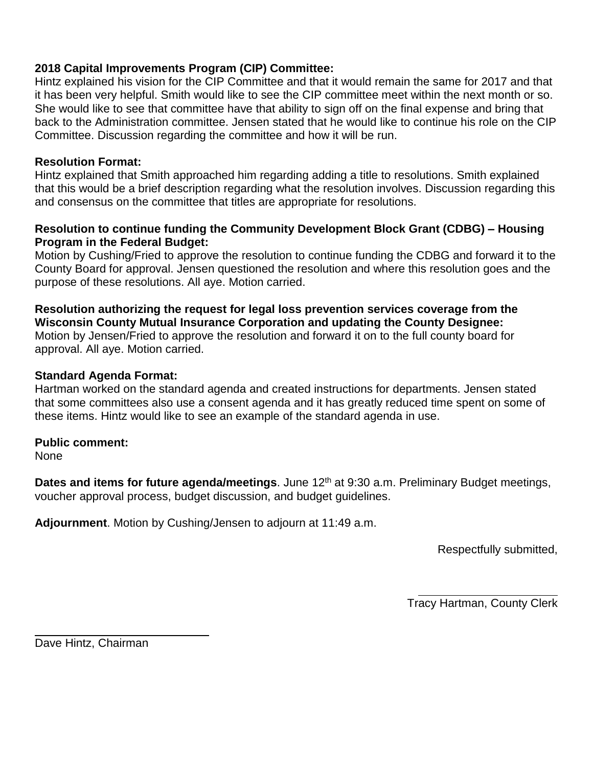**2018 Capital Improvements Program (CIP) Committee:**
Hintz explained his vision for the CIP Committee and that it would remain the same for 2017 and that it has been very helpful. Smith would like to see the CIP committee meet within the next month or so. She would like to see that committee have that ability to sign off on the final expense and bring that back to the Administration committee. Jensen stated that he would like to continue his role on the CIP Committee. Discussion regarding the committee and how it will be run.

**Resolution Format:**
Hintz explained that Smith approached him regarding adding a title to resolutions. Smith explained that this would be a brief description regarding what the resolution involves. Discussion regarding this and consensus on the committee that titles are appropriate for resolutions.

**Resolution to continue funding the Community Development Block Grant (CDBG) – Housing Program in the Federal Budget:**
Motion by Cushing/Fried to approve the resolution to continue funding the CDBG and forward it to the County Board for approval. Jensen questioned the resolution and where this resolution goes and the purpose of these resolutions. All aye. Motion carried.

**Resolution authorizing the request for legal loss prevention services coverage from the Wisconsin County Mutual Insurance Corporation and updating the County Designee:**
Motion by Jensen/Fried to approve the resolution and forward it on to the full county board for approval. All aye. Motion carried.

**Standard Agenda Format:**
Hartman worked on the standard agenda and created instructions for departments. Jensen stated that some committees also use a consent agenda and it has greatly reduced time spent on some of these items. Hintz would like to see an example of the standard agenda in use.

**Public comment:**
None

**Dates and items for future agenda/meetings**. June 12th at 9:30 a.m. Preliminary Budget meetings, voucher approval process, budget discussion, and budget guidelines.

**Adjournment**. Motion by Cushing/Jensen to adjourn at 11:49 a.m.

Respectfully submitted,

\_\_\_\_\_\_\_\_\_\_\_\_\_\_\_\_\_\_\_\_\_\_\_\_
Tracy Hartman, County Clerk

\_\_\_\_\_\_\_\_\_\_\_\_\_\_\_\_\_\_\_\_\_\_\_\_
Dave Hintz, Chairman